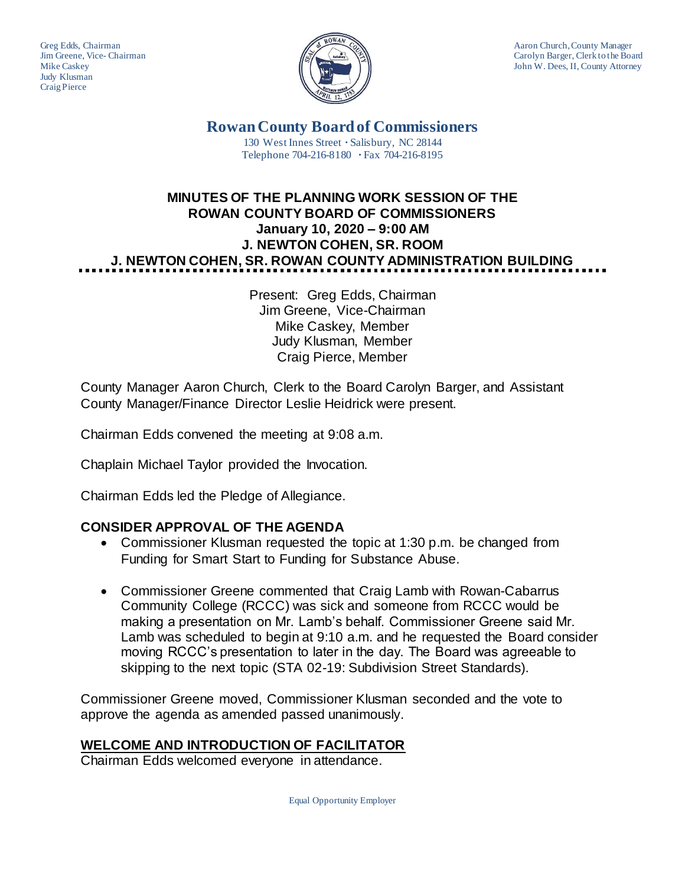Greg Edds, Chairman
Jim Greene, Vice- Chairman
Mike Caskey
Judy Klusman
Craig Pierce

Aaron Church, County Manager
Carolyn Barger, Clerk to the Board
John W. Dees, II, County Attorney

# Rowan County Board of Commissioners

130 West Innes Street · Salisbury, NC 28144
Telephone 704-216-8180 · Fax 704-216-8195

## MINUTES OF THE PLANNING WORK SESSION OF THE ROWAN COUNTY BOARD OF COMMISSIONERS
## January 10, 2020 – 9:00 AM
## J. NEWTON COHEN, SR. ROOM
## J. NEWTON COHEN, SR. ROWAN COUNTY ADMINISTRATION BUILDING

Present: Greg Edds, Chairman
Jim Greene, Vice-Chairman
Mike Caskey, Member
Judy Klusman, Member
Craig Pierce, Member

County Manager Aaron Church, Clerk to the Board Carolyn Barger, and Assistant County Manager/Finance Director Leslie Heidrick were present.

Chairman Edds convened the meeting at 9:08 a.m.

Chaplain Michael Taylor provided the Invocation.

Chairman Edds led the Pledge of Allegiance.

## CONSIDER APPROVAL OF THE AGENDA

- Commissioner Klusman requested the topic at 1:30 p.m. be changed from Funding for Smart Start to Funding for Substance Abuse.
- Commissioner Greene commented that Craig Lamb with Rowan-Cabarrus Community College (RCCC) was sick and someone from RCCC would be making a presentation on Mr. Lamb's behalf. Commissioner Greene said Mr. Lamb was scheduled to begin at 9:10 a.m. and he requested the Board consider moving RCCC's presentation to later in the day. The Board was agreeable to skipping to the next topic (STA 02-19: Subdivision Street Standards).

Commissioner Greene moved, Commissioner Klusman seconded and the vote to approve the agenda as amended passed unanimously.

## WELCOME AND INTRODUCTION OF FACILITATOR

Chairman Edds welcomed everyone in attendance.

Equal Opportunity Employer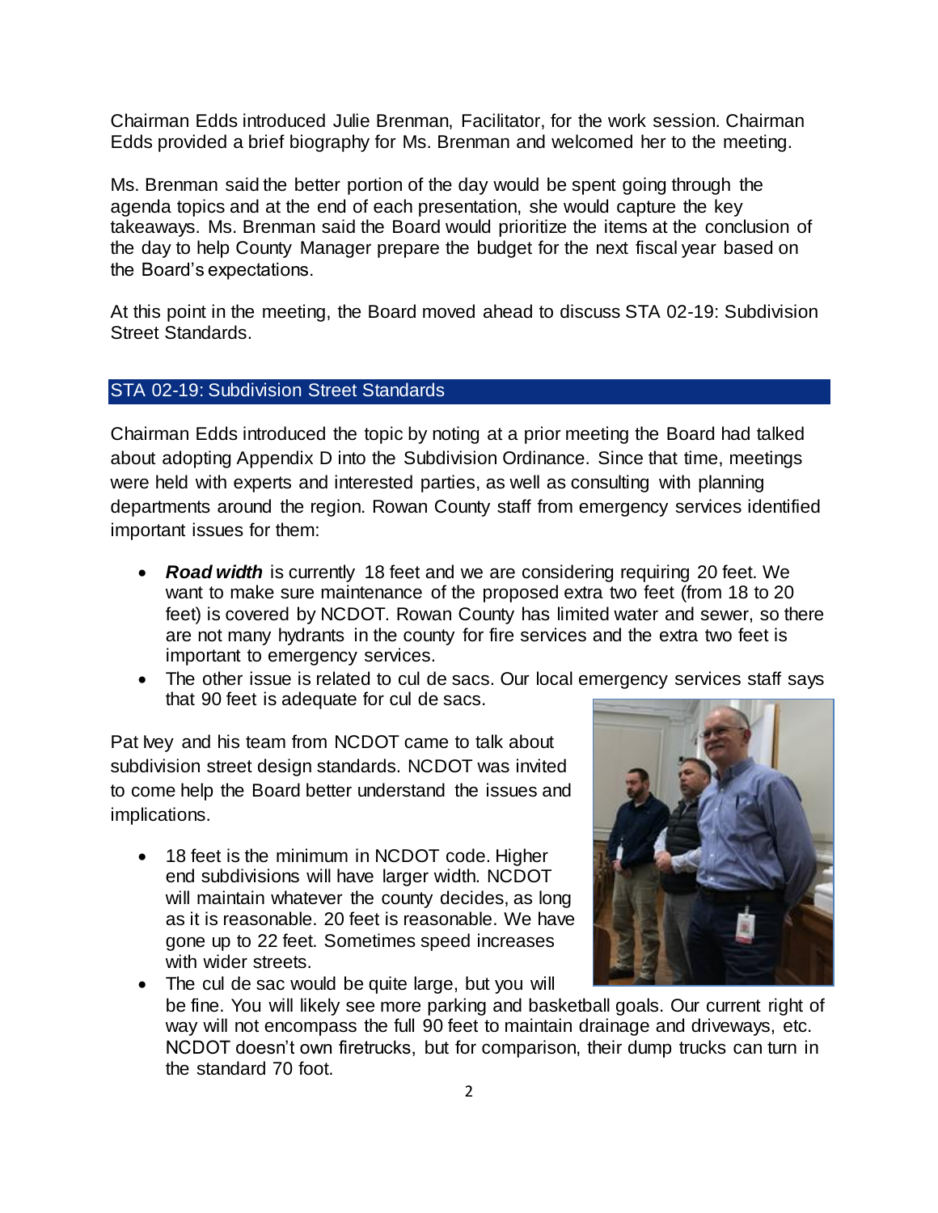Chairman Edds introduced Julie Brenman, Facilitator, for the work session. Chairman Edds provided a brief biography for Ms. Brenman and welcomed her to the meeting.

Ms. Brenman said the better portion of the day would be spent going through the agenda topics and at the end of each presentation, she would capture the key takeaways. Ms. Brenman said the Board would prioritize the items at the conclusion of the day to help County Manager prepare the budget for the next fiscal year based on the Board's expectations.

At this point in the meeting, the Board moved ahead to discuss STA 02-19: Subdivision Street Standards.

## STA 02-19: Subdivision Street Standards

Chairman Edds introduced the topic by noting at a prior meeting the Board had talked about adopting Appendix D into the Subdivision Ordinance. Since that time, meetings were held with experts and interested parties, as well as consulting with planning departments around the region. Rowan County staff from emergency services identified important issues for them:

- ***Road width*** is currently 18 feet and we are considering requiring 20 feet. We want to make sure maintenance of the proposed extra two feet (from 18 to 20 feet) is covered by NCDOT. Rowan County has limited water and sewer, so there are not many hydrants in the county for fire services and the extra two feet is important to emergency services.
- The other issue is related to cul de sacs. Our local emergency services staff says that 90 feet is adequate for cul de sacs.

Pat Ivey and his team from NCDOT came to talk about subdivision street design standards. NCDOT was invited to come help the Board better understand the issues and implications.

- 18 feet is the minimum in NCDOT code. Higher end subdivisions will have larger width. NCDOT will maintain whatever the county decides, as long as it is reasonable. 20 feet is reasonable. We have gone up to 22 feet. Sometimes speed increases with wider streets.
- The cul de sac would be quite large, but you will be fine. You will likely see more parking and basketball goals. Our current right of way will not encompass the full 90 feet to maintain drainage and driveways, etc. NCDOT doesn't own firetrucks, but for comparison, their dump trucks can turn in the standard 70 foot.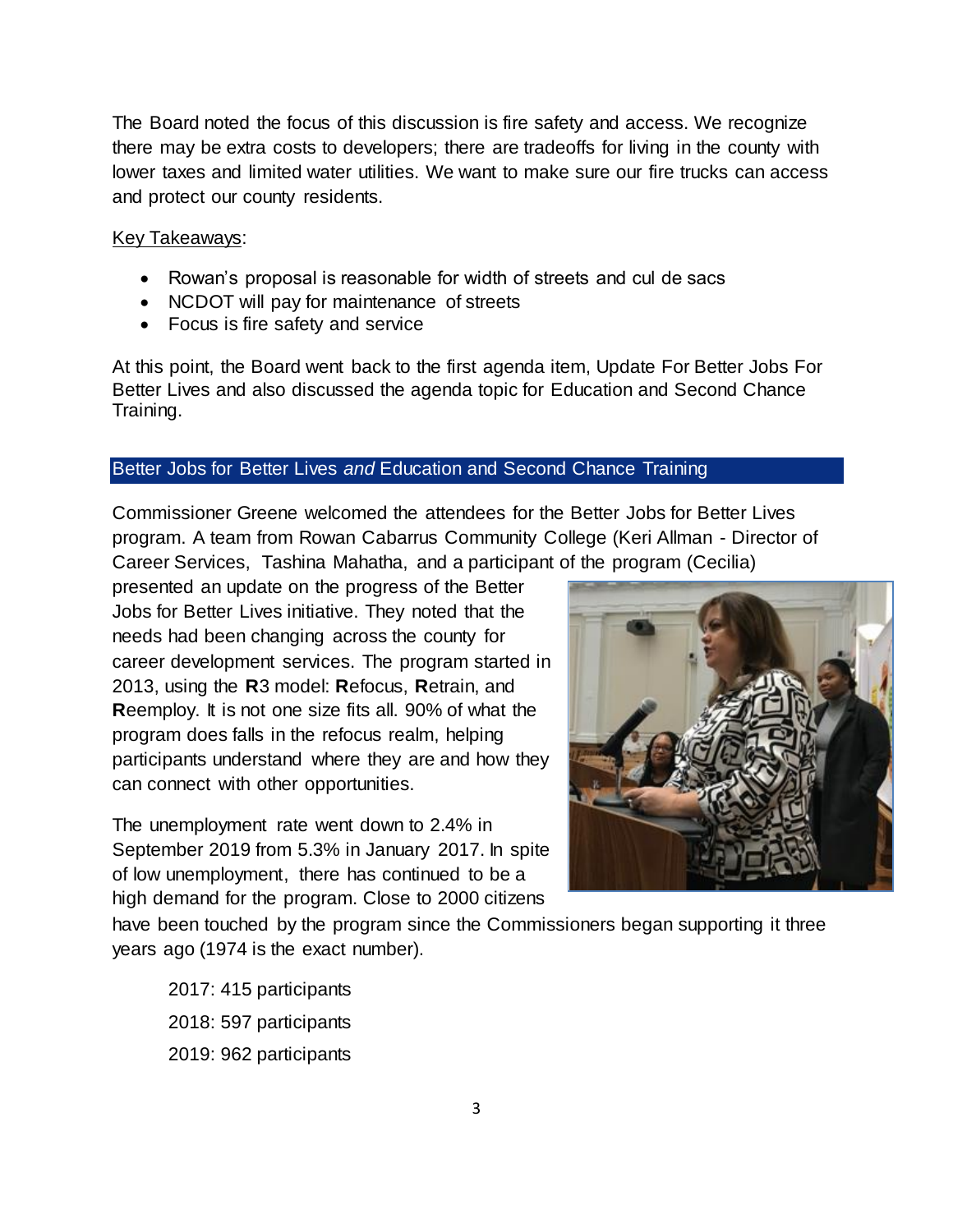The Board noted the focus of this discussion is fire safety and access. We recognize there may be extra costs to developers; there are tradeoffs for living in the county with lower taxes and limited water utilities. We want to make sure our fire trucks can access and protect our county residents.

Key Takeaways:

- Rowan's proposal is reasonable for width of streets and cul de sacs
- NCDOT will pay for maintenance of streets
- Focus is fire safety and service

At this point, the Board went back to the first agenda item, Update For Better Jobs For Better Lives and also discussed the agenda topic for Education and Second Chance Training.

## Better Jobs for Better Lives *and* Education and Second Chance Training

Commissioner Greene welcomed the attendees for the Better Jobs for Better Lives program. A team from Rowan Cabarrus Community College (Keri Allman - Director of Career Services, Tashina Mahatha, and a participant of the program (Cecilia) presented an update on the progress of the Better Jobs for Better Lives initiative. They noted that the needs had been changing across the county for career development services. The program started in 2013, using the **R**3 model: **R**efocus, **R**etrain, and **R**eemploy. It is not one size fits all. 90% of what the program does falls in the refocus realm, helping participants understand where they are and how they can connect with other opportunities.

The unemployment rate went down to 2.4% in September 2019 from 5.3% in January 2017. In spite of low unemployment, there has continued to be a high demand for the program. Close to 2000 citizens have been touched by the program since the Commissioners began supporting it three years ago (1974 is the exact number).

2017: 415 participants

2018: 597 participants

2019: 962 participants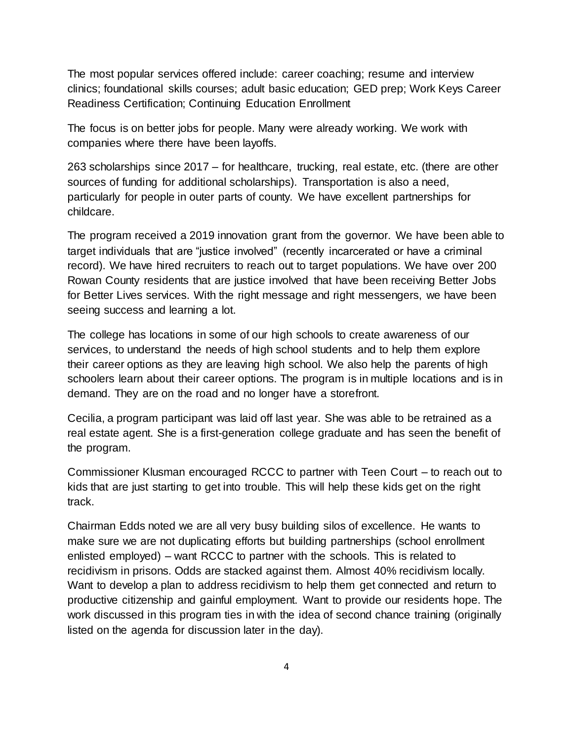The most popular services offered include: career coaching; resume and interview clinics; foundational skills courses; adult basic education; GED prep; Work Keys Career Readiness Certification; Continuing Education Enrollment

The focus is on better jobs for people. Many were already working. We work with companies where there have been layoffs.

263 scholarships since 2017 – for healthcare, trucking, real estate, etc. (there are other sources of funding for additional scholarships). Transportation is also a need, particularly for people in outer parts of county. We have excellent partnerships for childcare.

The program received a 2019 innovation grant from the governor. We have been able to target individuals that are "justice involved" (recently incarcerated or have a criminal record). We have hired recruiters to reach out to target populations. We have over 200 Rowan County residents that are justice involved that have been receiving Better Jobs for Better Lives services. With the right message and right messengers, we have been seeing success and learning a lot.

The college has locations in some of our high schools to create awareness of our services, to understand the needs of high school students and to help them explore their career options as they are leaving high school. We also help the parents of high schoolers learn about their career options. The program is in multiple locations and is in demand. They are on the road and no longer have a storefront.

Cecilia, a program participant was laid off last year. She was able to be retrained as a real estate agent. She is a first-generation college graduate and has seen the benefit of the program.

Commissioner Klusman encouraged RCCC to partner with Teen Court – to reach out to kids that are just starting to get into trouble. This will help these kids get on the right track.

Chairman Edds noted we are all very busy building silos of excellence. He wants to make sure we are not duplicating efforts but building partnerships (school enrollment enlisted employed) – want RCCC to partner with the schools. This is related to recidivism in prisons. Odds are stacked against them. Almost 40% recidivism locally. Want to develop a plan to address recidivism to help them get connected and return to productive citizenship and gainful employment. Want to provide our residents hope. The work discussed in this program ties in with the idea of second chance training (originally listed on the agenda for discussion later in the day).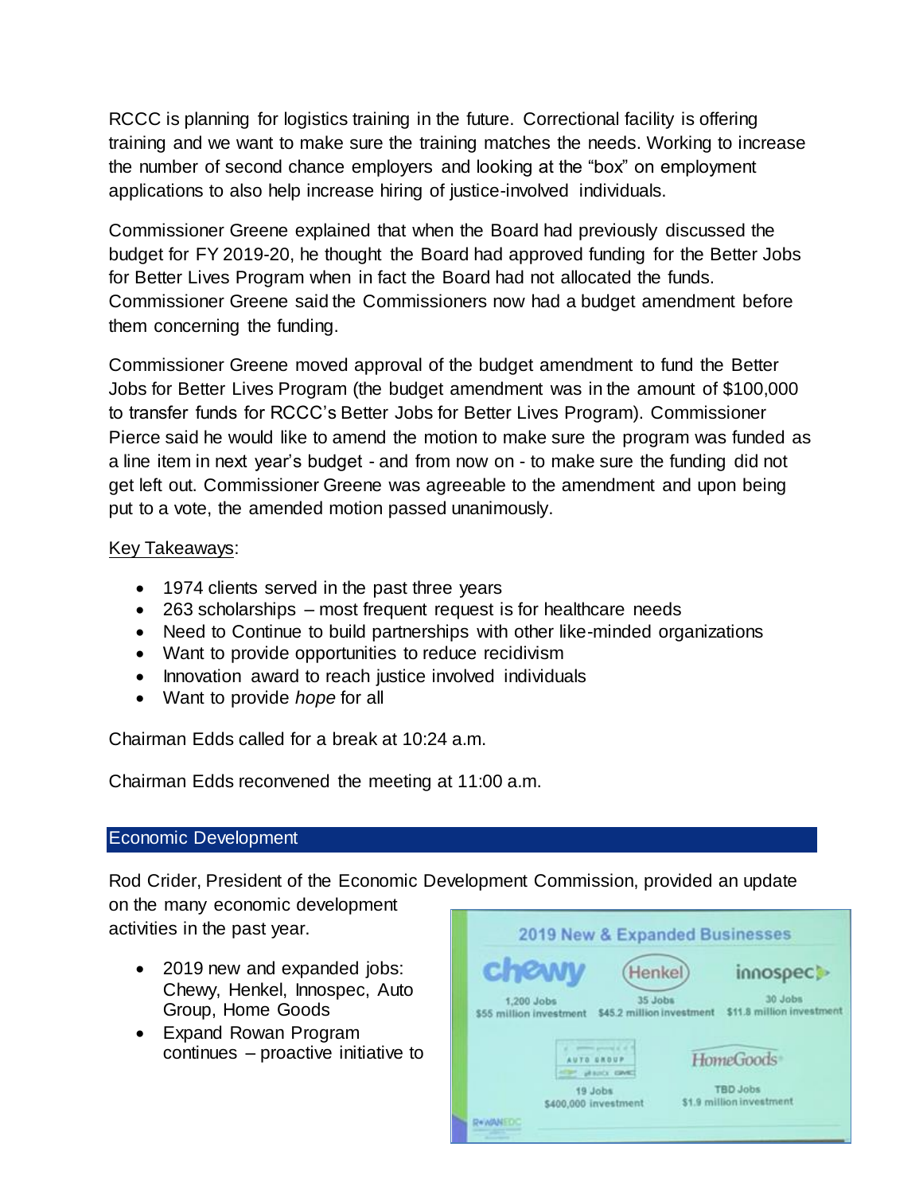RCCC is planning for logistics training in the future. Correctional facility is offering training and we want to make sure the training matches the needs. Working to increase the number of second chance employers and looking at the "box" on employment applications to also help increase hiring of justice-involved individuals.

Commissioner Greene explained that when the Board had previously discussed the budget for FY 2019-20, he thought the Board had approved funding for the Better Jobs for Better Lives Program when in fact the Board had not allocated the funds. Commissioner Greene said the Commissioners now had a budget amendment before them concerning the funding.

Commissioner Greene moved approval of the budget amendment to fund the Better Jobs for Better Lives Program (the budget amendment was in the amount of $100,000 to transfer funds for RCCC's Better Jobs for Better Lives Program). Commissioner Pierce said he would like to amend the motion to make sure the program was funded as a line item in next year's budget - and from now on - to make sure the funding did not get left out. Commissioner Greene was agreeable to the amendment and upon being put to a vote, the amended motion passed unanimously.

Key Takeaways:

- 1974 clients served in the past three years
- 263 scholarships – most frequent request is for healthcare needs
- Need to Continue to build partnerships with other like-minded organizations
- Want to provide opportunities to reduce recidivism
- Innovation award to reach justice involved individuals
- Want to provide *hope* for all

Chairman Edds called for a break at 10:24 a.m.

Chairman Edds reconvened the meeting at 11:00 a.m.

## Economic Development

Rod Crider, President of the Economic Development Commission, provided an update on the many economic development activities in the past year.

- 2019 new and expanded jobs: Chewy, Henkel, Innospec, Auto Group, Home Goods
- Expand Rowan Program continues – proactive initiative to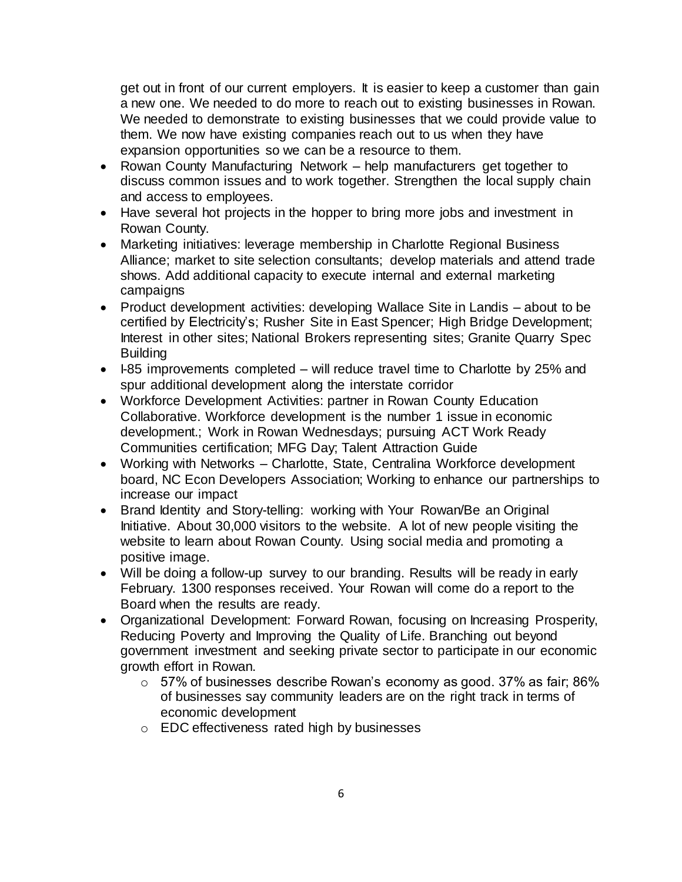get out in front of our current employers. It is easier to keep a customer than gain a new one. We needed to do more to reach out to existing businesses in Rowan. We needed to demonstrate to existing businesses that we could provide value to them. We now have existing companies reach out to us when they have expansion opportunities so we can be a resource to them.

- Rowan County Manufacturing Network – help manufacturers get together to discuss common issues and to work together. Strengthen the local supply chain and access to employees.
- Have several hot projects in the hopper to bring more jobs and investment in Rowan County.
- Marketing initiatives: leverage membership in Charlotte Regional Business Alliance; market to site selection consultants; develop materials and attend trade shows. Add additional capacity to execute internal and external marketing campaigns
- Product development activities: developing Wallace Site in Landis – about to be certified by Electricity's; Rusher Site in East Spencer; High Bridge Development; Interest in other sites; National Brokers representing sites; Granite Quarry Spec Building
- I-85 improvements completed – will reduce travel time to Charlotte by 25% and spur additional development along the interstate corridor
- Workforce Development Activities: partner in Rowan County Education Collaborative. Workforce development is the number 1 issue in economic development.; Work in Rowan Wednesdays; pursuing ACT Work Ready Communities certification; MFG Day; Talent Attraction Guide
- Working with Networks – Charlotte, State, Centralina Workforce development board, NC Econ Developers Association; Working to enhance our partnerships to increase our impact
- Brand Identity and Story-telling: working with Your Rowan/Be an Original Initiative. About 30,000 visitors to the website. A lot of new people visiting the website to learn about Rowan County. Using social media and promoting a positive image.
- Will be doing a follow-up survey to our branding. Results will be ready in early February. 1300 responses received. Your Rowan will come do a report to the Board when the results are ready.
- Organizational Development: Forward Rowan, focusing on Increasing Prosperity, Reducing Poverty and Improving the Quality of Life. Branching out beyond government investment and seeking private sector to participate in our economic growth effort in Rowan.
  - 57% of businesses describe Rowan's economy as good. 37% as fair; 86% of businesses say community leaders are on the right track in terms of economic development
  - EDC effectiveness rated high by businesses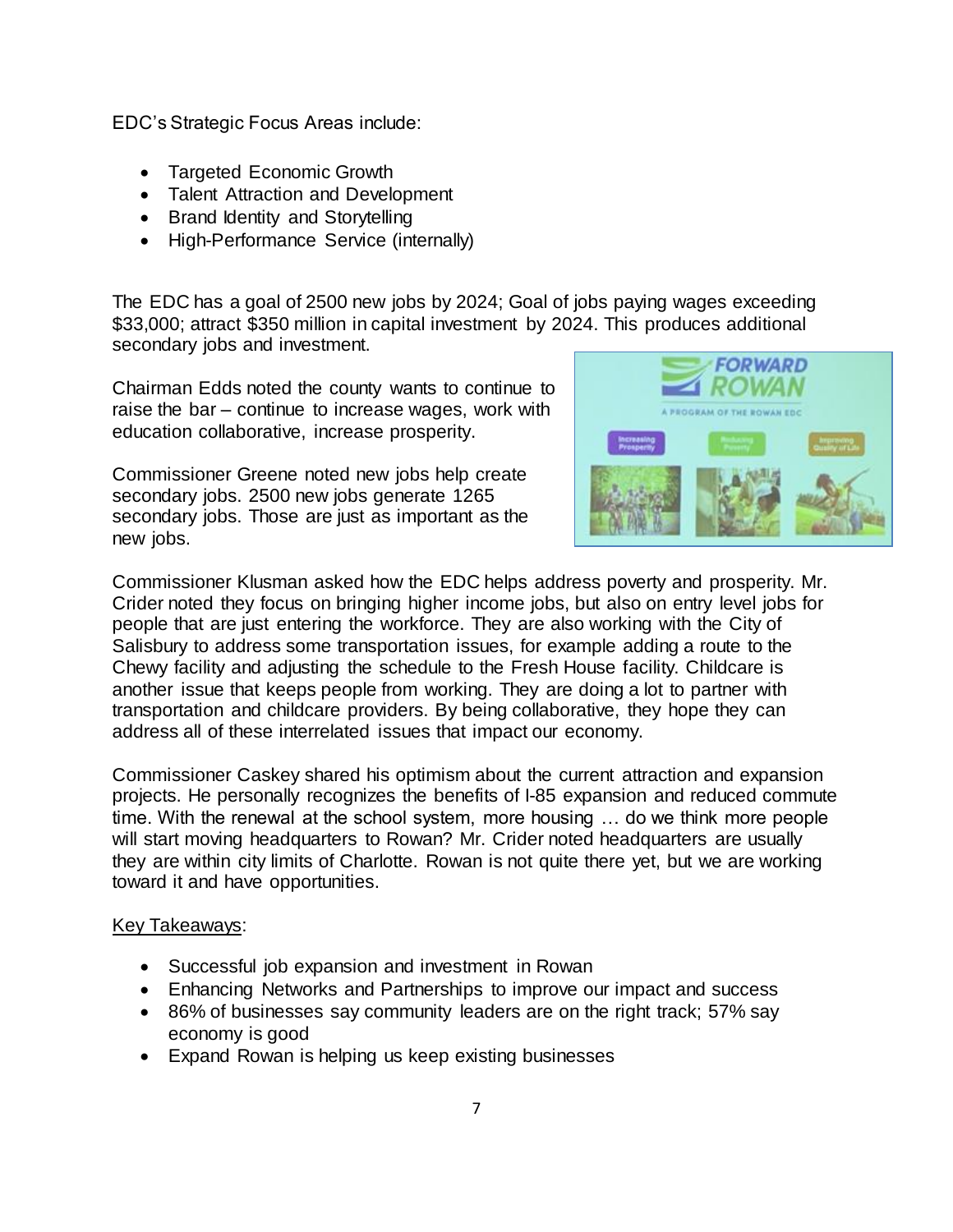EDC's Strategic Focus Areas include:

- Targeted Economic Growth
- Talent Attraction and Development
- Brand Identity and Storytelling
- High-Performance Service (internally)

The EDC has a goal of 2500 new jobs by 2024; Goal of jobs paying wages exceeding $33,000; attract $350 million in capital investment by 2024. This produces additional secondary jobs and investment.

Chairman Edds noted the county wants to continue to raise the bar – continue to increase wages, work with education collaborative, increase prosperity.

Commissioner Greene noted new jobs help create secondary jobs. 2500 new jobs generate 1265 secondary jobs. Those are just as important as the new jobs.

Commissioner Klusman asked how the EDC helps address poverty and prosperity. Mr. Crider noted they focus on bringing higher income jobs, but also on entry level jobs for people that are just entering the workforce. They are also working with the City of Salisbury to address some transportation issues, for example adding a route to the Chewy facility and adjusting the schedule to the Fresh House facility. Childcare is another issue that keeps people from working. They are doing a lot to partner with transportation and childcare providers. By being collaborative, they hope they can address all of these interrelated issues that impact our economy.

Commissioner Caskey shared his optimism about the current attraction and expansion projects. He personally recognizes the benefits of I-85 expansion and reduced commute time. With the renewal at the school system, more housing … do we think more people will start moving headquarters to Rowan? Mr. Crider noted headquarters are usually they are within city limits of Charlotte. Rowan is not quite there yet, but we are working toward it and have opportunities.

Key Takeaways:

- Successful job expansion and investment in Rowan
- Enhancing Networks and Partnerships to improve our impact and success
- 86% of businesses say community leaders are on the right track; 57% say economy is good
- Expand Rowan is helping us keep existing businesses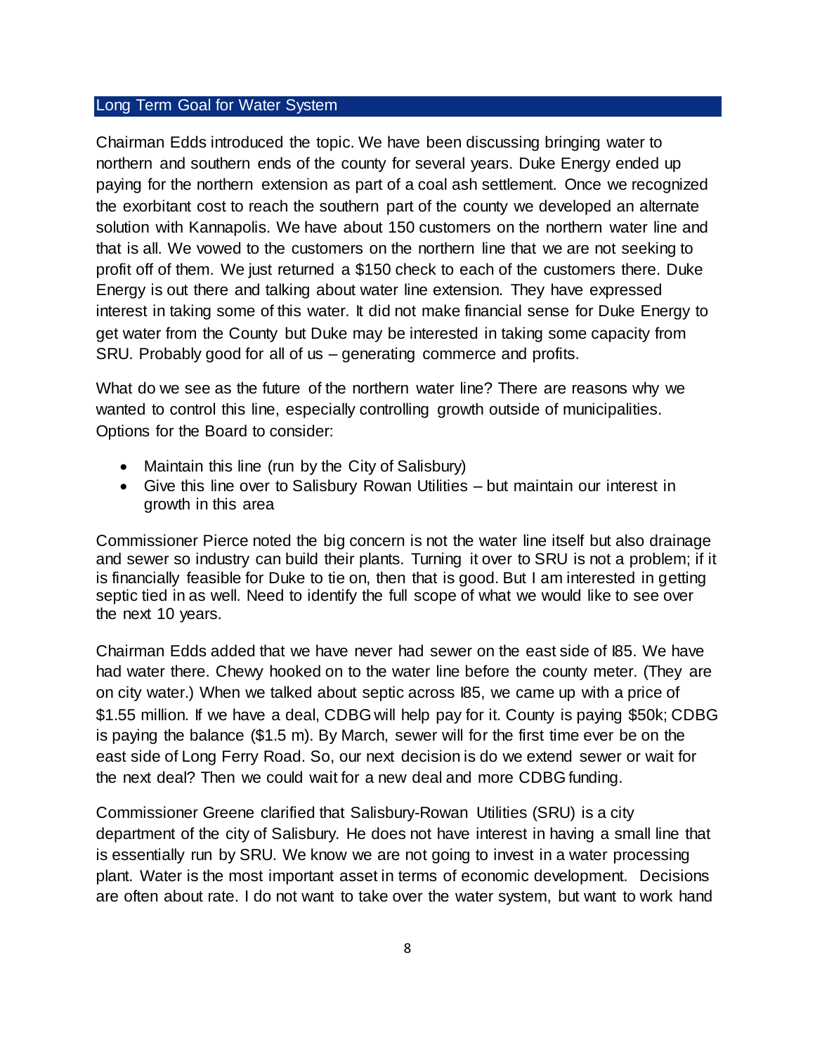## Long Term Goal for Water System

Chairman Edds introduced the topic. We have been discussing bringing water to northern and southern ends of the county for several years. Duke Energy ended up paying for the northern extension as part of a coal ash settlement. Once we recognized the exorbitant cost to reach the southern part of the county we developed an alternate solution with Kannapolis. We have about 150 customers on the northern water line and that is all. We vowed to the customers on the northern line that we are not seeking to profit off of them. We just returned a $150 check to each of the customers there. Duke Energy is out there and talking about water line extension. They have expressed interest in taking some of this water. It did not make financial sense for Duke Energy to get water from the County but Duke may be interested in taking some capacity from SRU. Probably good for all of us – generating commerce and profits.

What do we see as the future of the northern water line? There are reasons why we wanted to control this line, especially controlling growth outside of municipalities. Options for the Board to consider:

- Maintain this line (run by the City of Salisbury)
- Give this line over to Salisbury Rowan Utilities – but maintain our interest in growth in this area

Commissioner Pierce noted the big concern is not the water line itself but also drainage and sewer so industry can build their plants. Turning it over to SRU is not a problem; if it is financially feasible for Duke to tie on, then that is good. But I am interested in getting septic tied in as well. Need to identify the full scope of what we would like to see over the next 10 years.

Chairman Edds added that we have never had sewer on the east side of I85. We have had water there. Chewy hooked on to the water line before the county meter. (They are on city water.) When we talked about septic across I85, we came up with a price of $1.55 million. If we have a deal, CDBG will help pay for it. County is paying $50k; CDBG is paying the balance ($1.5 m). By March, sewer will for the first time ever be on the east side of Long Ferry Road. So, our next decision is do we extend sewer or wait for the next deal? Then we could wait for a new deal and more CDBG funding.

Commissioner Greene clarified that Salisbury-Rowan Utilities (SRU) is a city department of the city of Salisbury. He does not have interest in having a small line that is essentially run by SRU. We know we are not going to invest in a water processing plant. Water is the most important asset in terms of economic development. Decisions are often about rate. I do not want to take over the water system, but want to work hand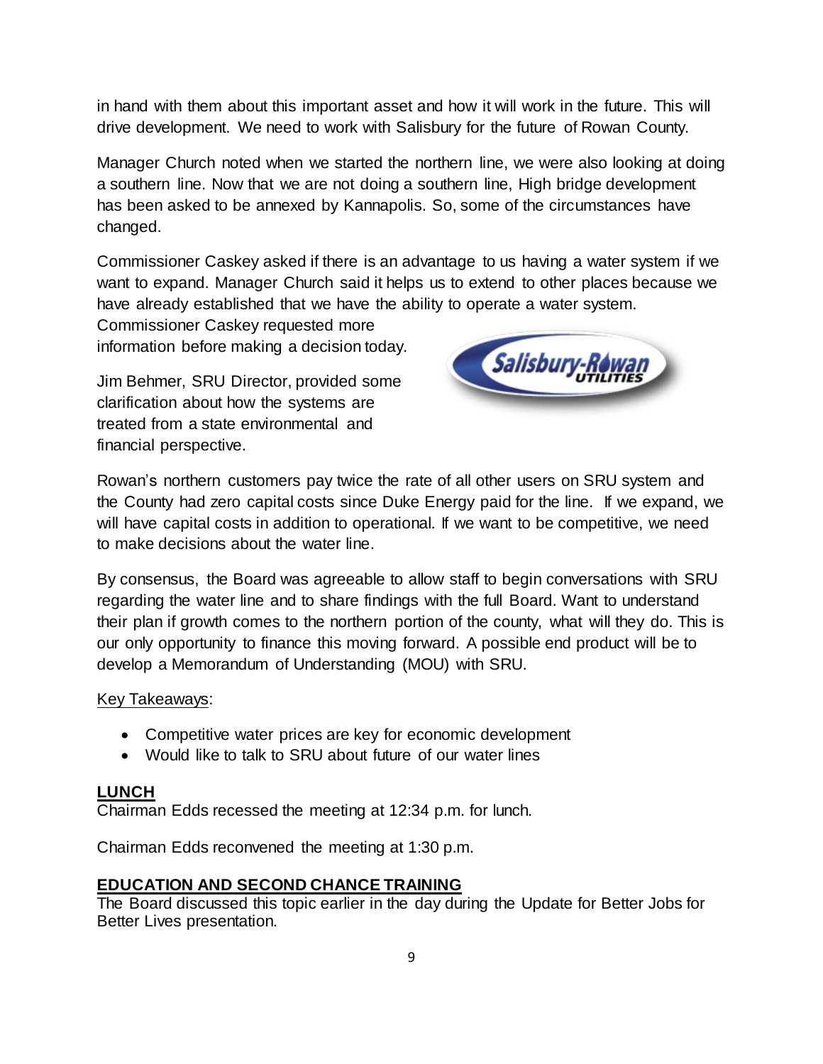in hand with them about this important asset and how it will work in the future. This will drive development. We need to work with Salisbury for the future of Rowan County.

Manager Church noted when we started the northern line, we were also looking at doing a southern line. Now that we are not doing a southern line, High bridge development has been asked to be annexed by Kannapolis. So, some of the circumstances have changed.

Commissioner Caskey asked if there is an advantage to us having a water system if we want to expand. Manager Church said it helps us to extend to other places because we have already established that we have the ability to operate a water system. Commissioner Caskey requested more information before making a decision today.

Jim Behmer, SRU Director, provided some clarification about how the systems are treated from a state environmental and financial perspective.

Rowan's northern customers pay twice the rate of all other users on SRU system and the County had zero capital costs since Duke Energy paid for the line. If we expand, we will have capital costs in addition to operational. If we want to be competitive, we need to make decisions about the water line.

By consensus, the Board was agreeable to allow staff to begin conversations with SRU regarding the water line and to share findings with the full Board. Want to understand their plan if growth comes to the northern portion of the county, what will they do. This is our only opportunity to finance this moving forward. A possible end product will be to develop a Memorandum of Understanding (MOU) with SRU.

Key Takeaways:

- Competitive water prices are key for economic development
- Would like to talk to SRU about future of our water lines

**LUNCH**

Chairman Edds recessed the meeting at 12:34 p.m. for lunch.

Chairman Edds reconvened the meeting at 1:30 p.m.

**EDUCATION AND SECOND CHANCE TRAINING**

The Board discussed this topic earlier in the day during the Update for Better Jobs for Better Lives presentation.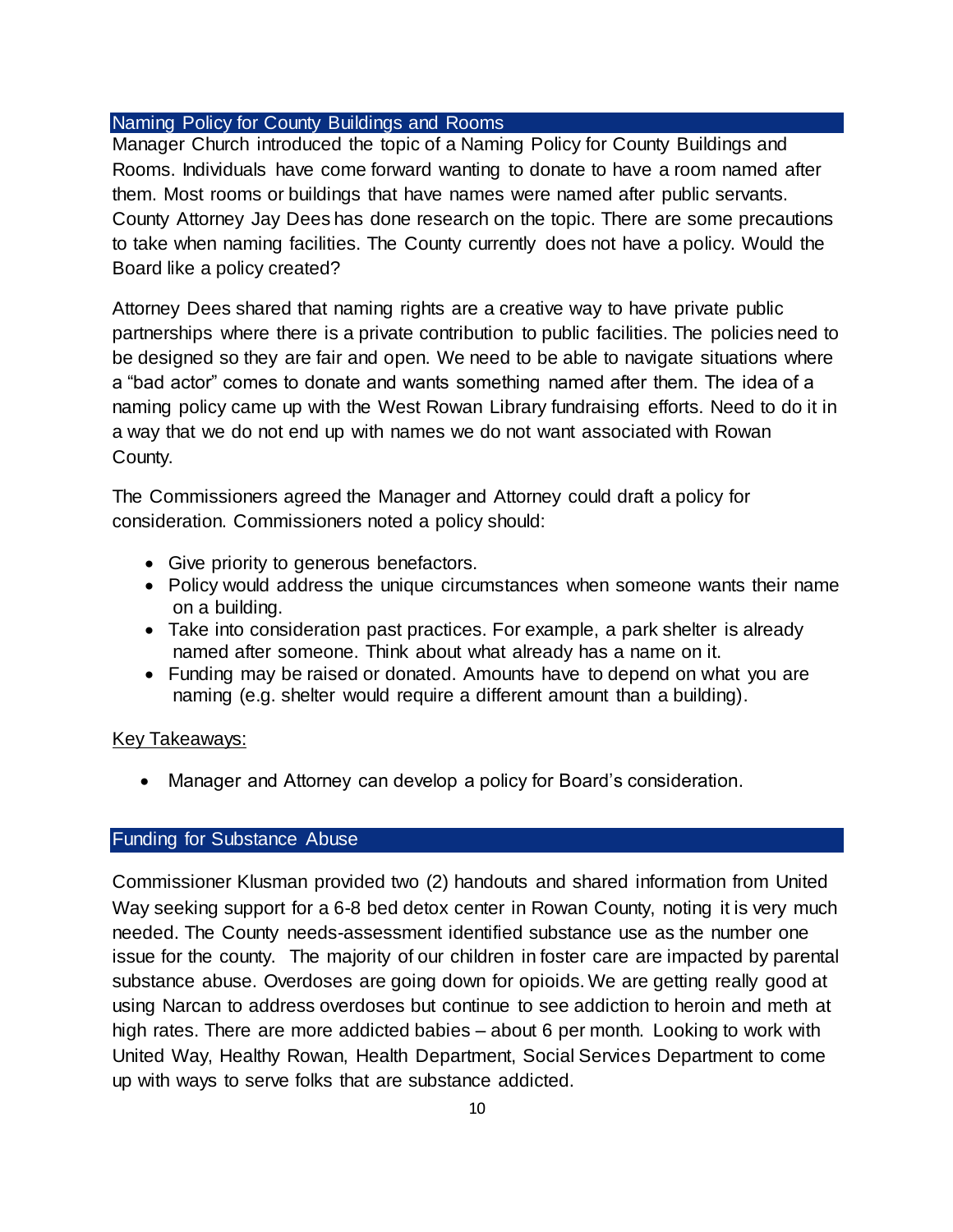## Naming Policy for County Buildings and Rooms

Manager Church introduced the topic of a Naming Policy for County Buildings and Rooms. Individuals have come forward wanting to donate to have a room named after them. Most rooms or buildings that have names were named after public servants. County Attorney Jay Dees has done research on the topic. There are some precautions to take when naming facilities. The County currently does not have a policy. Would the Board like a policy created?

Attorney Dees shared that naming rights are a creative way to have private public partnerships where there is a private contribution to public facilities. The policies need to be designed so they are fair and open. We need to be able to navigate situations where a "bad actor" comes to donate and wants something named after them. The idea of a naming policy came up with the West Rowan Library fundraising efforts. Need to do it in a way that we do not end up with names we do not want associated with Rowan County.

The Commissioners agreed the Manager and Attorney could draft a policy for consideration. Commissioners noted a policy should:

- Give priority to generous benefactors.
- Policy would address the unique circumstances when someone wants their name on a building.
- Take into consideration past practices. For example, a park shelter is already named after someone. Think about what already has a name on it.
- Funding may be raised or donated. Amounts have to depend on what you are naming (e.g. shelter would require a different amount than a building).

Key Takeaways:

- Manager and Attorney can develop a policy for Board's consideration.

## Funding for Substance Abuse

Commissioner Klusman provided two (2) handouts and shared information from United Way seeking support for a 6-8 bed detox center in Rowan County, noting it is very much needed. The County needs-assessment identified substance use as the number one issue for the county. The majority of our children in foster care are impacted by parental substance abuse. Overdoses are going down for opioids. We are getting really good at using Narcan to address overdoses but continue to see addiction to heroin and meth at high rates. There are more addicted babies – about 6 per month. Looking to work with United Way, Healthy Rowan, Health Department, Social Services Department to come up with ways to serve folks that are substance addicted.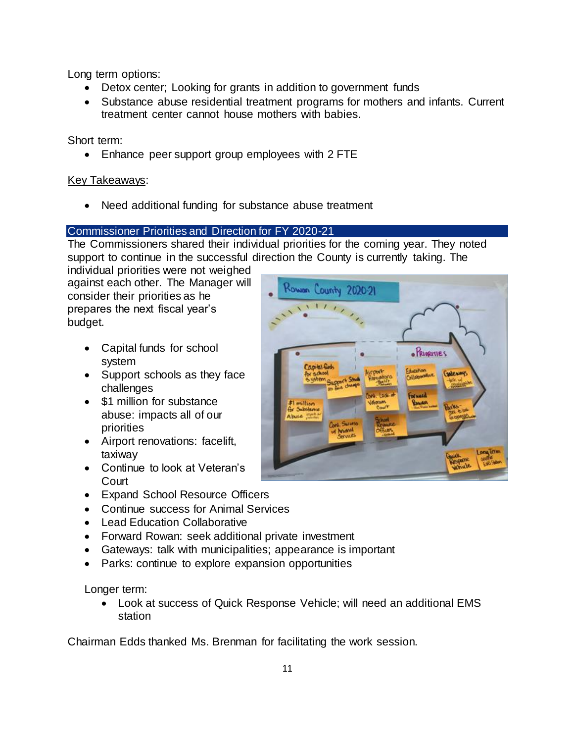Long term options:

- Detox center; Looking for grants in addition to government funds
- Substance abuse residential treatment programs for mothers and infants. Current treatment center cannot house mothers with babies.

Short term:

- Enhance peer support group employees with 2 FTE

Key Takeaways:

- Need additional funding for substance abuse treatment

## Commissioner Priorities and Direction for FY 2020-21

The Commissioners shared their individual priorities for the coming year. They noted support to continue in the successful direction the County is currently taking. The individual priorities were not weighed against each other. The Manager will consider their priorities as he prepares the next fiscal year's budget.

- Capital funds for school system
- Support schools as they face challenges
- $1 million for substance abuse: impacts all of our priorities
- Airport renovations: facelift, taxiway
- Continue to look at Veteran's Court
- Expand School Resource Officers
- Continue success for Animal Services
- Lead Education Collaborative
- Forward Rowan: seek additional private investment
- Gateways: talk with municipalities; appearance is important
- Parks: continue to explore expansion opportunities

Longer term:

- Look at success of Quick Response Vehicle; will need an additional EMS station

Chairman Edds thanked Ms. Brenman for facilitating the work session.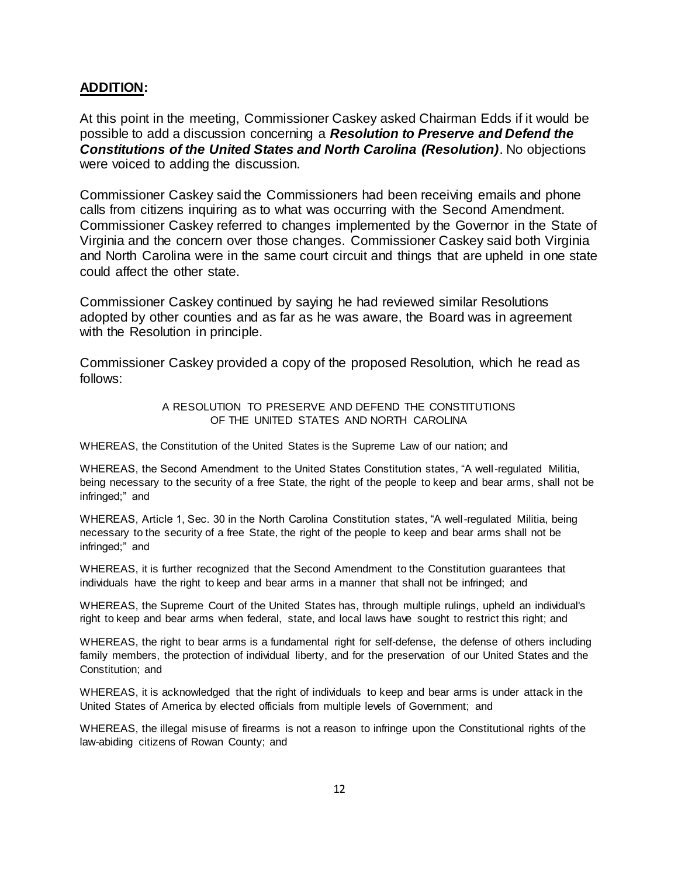## **ADDITION:**

At this point in the meeting, Commissioner Caskey asked Chairman Edds if it would be possible to add a discussion concerning a ***Resolution to Preserve and Defend the Constitutions of the United States and North Carolina (Resolution)***. No objections were voiced to adding the discussion.

Commissioner Caskey said the Commissioners had been receiving emails and phone calls from citizens inquiring as to what was occurring with the Second Amendment. Commissioner Caskey referred to changes implemented by the Governor in the State of Virginia and the concern over those changes. Commissioner Caskey said both Virginia and North Carolina were in the same court circuit and things that are upheld in one state could affect the other state.

Commissioner Caskey continued by saying he had reviewed similar Resolutions adopted by other counties and as far as he was aware, the Board was in agreement with the Resolution in principle.

Commissioner Caskey provided a copy of the proposed Resolution, which he read as follows:

A RESOLUTION TO PRESERVE AND DEFEND THE CONSTITUTIONS OF THE UNITED STATES AND NORTH CAROLINA

WHEREAS, the Constitution of the United States is the Supreme Law of our nation; and

WHEREAS, the Second Amendment to the United States Constitution states, "A well-regulated Militia, being necessary to the security of a free State, the right of the people to keep and bear arms, shall not be infringed;" and

WHEREAS, Article 1, Sec. 30 in the North Carolina Constitution states, "A well-regulated Militia, being necessary to the security of a free State, the right of the people to keep and bear arms shall not be infringed;" and

WHEREAS, it is further recognized that the Second Amendment to the Constitution guarantees that individuals have the right to keep and bear arms in a manner that shall not be infringed; and

WHEREAS, the Supreme Court of the United States has, through multiple rulings, upheld an individual's right to keep and bear arms when federal, state, and local laws have sought to restrict this right; and

WHEREAS, the right to bear arms is a fundamental right for self-defense, the defense of others including family members, the protection of individual liberty, and for the preservation of our United States and the Constitution; and

WHEREAS, it is acknowledged that the right of individuals to keep and bear arms is under attack in the United States of America by elected officials from multiple levels of Government; and

WHEREAS, the illegal misuse of firearms is not a reason to infringe upon the Constitutional rights of the law-abiding citizens of Rowan County; and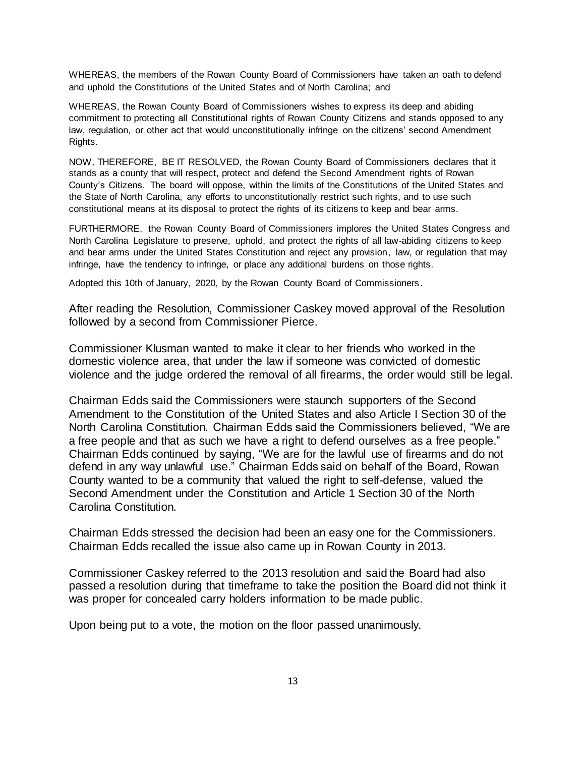WHEREAS, the members of the Rowan County Board of Commissioners have taken an oath to defend and uphold the Constitutions of the United States and of North Carolina; and

WHEREAS, the Rowan County Board of Commissioners wishes to express its deep and abiding commitment to protecting all Constitutional rights of Rowan County Citizens and stands opposed to any law, regulation, or other act that would unconstitutionally infringe on the citizens' second Amendment Rights.

NOW, THEREFORE, BE IT RESOLVED, the Rowan County Board of Commissioners declares that it stands as a county that will respect, protect and defend the Second Amendment rights of Rowan County's Citizens. The board will oppose, within the limits of the Constitutions of the United States and the State of North Carolina, any efforts to unconstitutionally restrict such rights, and to use such constitutional means at its disposal to protect the rights of its citizens to keep and bear arms.

FURTHERMORE, the Rowan County Board of Commissioners implores the United States Congress and North Carolina Legislature to preserve, uphold, and protect the rights of all law-abiding citizens to keep and bear arms under the United States Constitution and reject any provision, law, or regulation that may infringe, have the tendency to infringe, or place any additional burdens on those rights.

Adopted this 10th of January, 2020, by the Rowan County Board of Commissioners.

After reading the Resolution, Commissioner Caskey moved approval of the Resolution followed by a second from Commissioner Pierce.

Commissioner Klusman wanted to make it clear to her friends who worked in the domestic violence area, that under the law if someone was convicted of domestic violence and the judge ordered the removal of all firearms, the order would still be legal.

Chairman Edds said the Commissioners were staunch supporters of the Second Amendment to the Constitution of the United States and also Article I Section 30 of the North Carolina Constitution. Chairman Edds said the Commissioners believed, "We are a free people and that as such we have a right to defend ourselves as a free people." Chairman Edds continued by saying, "We are for the lawful use of firearms and do not defend in any way unlawful use." Chairman Edds said on behalf of the Board, Rowan County wanted to be a community that valued the right to self-defense, valued the Second Amendment under the Constitution and Article 1 Section 30 of the North Carolina Constitution.

Chairman Edds stressed the decision had been an easy one for the Commissioners. Chairman Edds recalled the issue also came up in Rowan County in 2013.

Commissioner Caskey referred to the 2013 resolution and said the Board had also passed a resolution during that timeframe to take the position the Board did not think it was proper for concealed carry holders information to be made public.

Upon being put to a vote, the motion on the floor passed unanimously.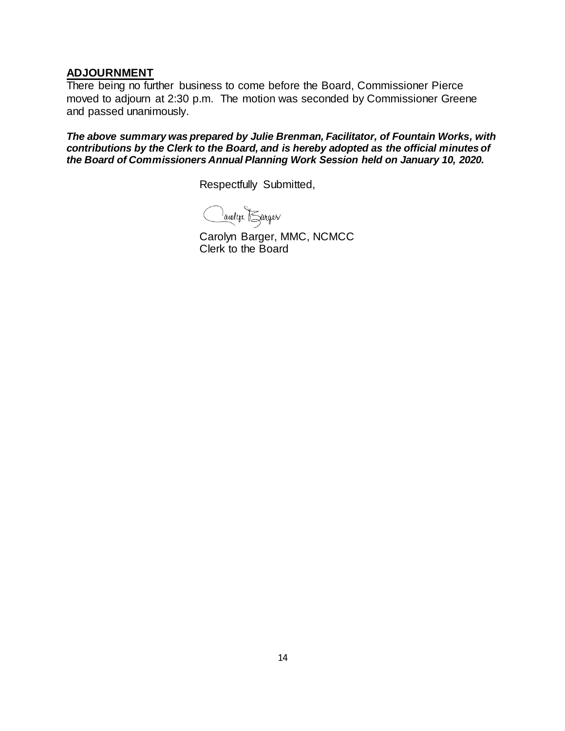## ADJOURNMENT

There being no further business to come before the Board, Commissioner Pierce moved to adjourn at 2:30 p.m. The motion was seconded by Commissioner Greene and passed unanimously.

***The above summary was prepared by Julie Brenman, Facilitator, of Fountain Works, with contributions by the Clerk to the Board, and is hereby adopted as the official minutes of the Board of Commissioners Annual Planning Work Session held on January 10, 2020.***

Respectfully Submitted,

Carolyn Barger

Carolyn Barger, MMC, NCMCC
Clerk to the Board